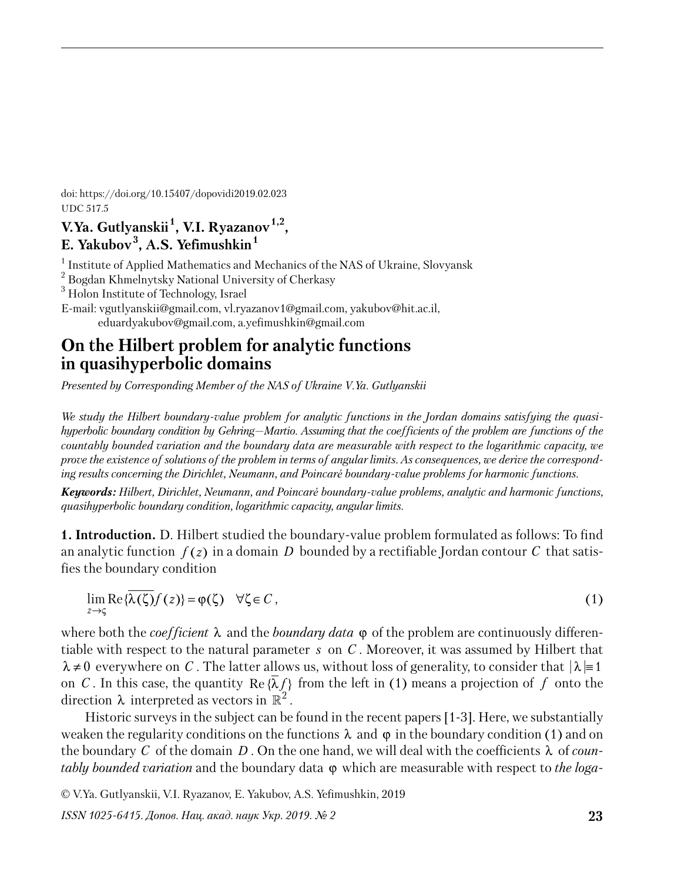doi: https://doi.org/10.15407/dopovidi2019.02.023
UDC 517.5

**V.Ya. Gutlyanskii [1], V.I. Ryazanov [1,2], E. Yakubov [3], A.S. Yefimushkin [1]**

[1] Institute of Applied Mathematics and Mechanics of the NAS of Ukraine, Slovyansk
[2] Bogdan Khmelnytsky National University of Cherkasy
[3] Holon Institute of Technology, Israel
E-mail: vgutlyanskii@gmail.com, vl.ryazanov1@gmail.com, yakubov@hit.ac.il, eduardyakubov@gmail.com, a.yefimushkin@gmail.com

# On the Hilbert problem for analytic functions in quasihyperbolic domains

*Presented by Corresponding Member of the NAS of Ukraine V.Ya. Gutlyanskii*

*We study the Hilbert boundary-value problem for analytic functions in the Jordan domains satisfying the quasihyperbolic boundary condition by Gehring—Martio. Assuming that the coefficients of the problem are functions of the countably bounded variation and the boundary data are measurable with respect to the logarithmic capacity, we prove the existence of solutions of the problem in terms of angular limits. As consequences, we derive the corresponding results concerning the Dirichlet, Neumann, and Poincaré boundary-value problems for harmonic functions.*

***Keywords:*** *Hilbert, Dirichlet, Neumann, and Poincaré boundary-value problems, analytic and harmonic functions, quasihyperbolic boundary condition, logarithmic capacity, angular limits.*

**1. Introduction.** D. Hilbert studied the boundary-value problem formulated as follows: To find an analytic function $f(z)$ in a domain $D$ bounded by a rectifiable Jordan contour $C$ that satisfies the boundary condition

$$\lim_{z \to \zeta} \mathrm{Re}\{\overline{\lambda(\zeta)} f(z)\} = \varphi(\zeta) \quad \forall \zeta \in C, \tag{1}$$

where both the *coefficient* $\lambda$ and the *boundary data* $\varphi$ of the problem are continuously differentiable with respect to the natural parameter $s$ on $C$. Moreover, it was assumed by Hilbert that $\lambda \neq 0$ everywhere on $C$. The latter allows us, without loss of generality, to consider that $|\lambda| \equiv 1$ on $C$. In this case, the quantity $\mathrm{Re}\{\overline{\lambda} f\}$ from the left in (1) means a projection of $f$ onto the direction $\lambda$ interpreted as vectors in $\mathbb{R}^2$.

Historic surveys in the subject can be found in the recent papers [1-3]. Here, we substantially weaken the regularity conditions on the functions $\lambda$ and $\varphi$ in the boundary condition (1) and on the boundary $C$ of the domain $D$. On the one hand, we will deal with the coefficients $\lambda$ of *countably bounded variation* and the boundary data $\varphi$ which are measurable with respect to *the loga-*

© V.Ya. Gutlyanskii, V.I. Ryazanov, E. Yakubov, A.S. Yefimushkin, 2019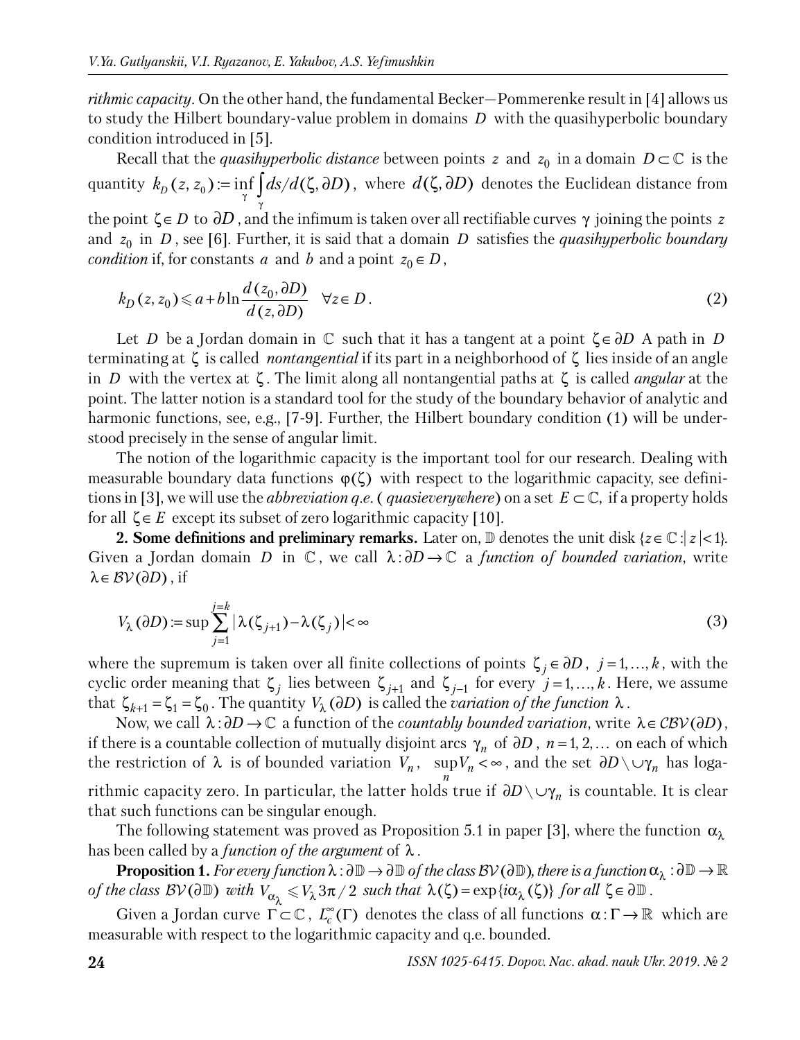*rithmic capacity*. On the other hand, the fundamental Becker—Pommerenke result in [4] allows us to study the Hilbert boundary-value problem in domains $D$ with the quasihyperbolic boundary condition introduced in [5].

Recall that the *quasihyperbolic distance* between points $z$ and $z_0$ in a domain $D \subset \mathbb{C}$ is the quantity $k_D(z, z_0) := \inf_\gamma \int_\gamma ds/d(\zeta, \partial D)$, where $d(\zeta, \partial D)$ denotes the Euclidean distance from the point $\zeta \in D$ to $\partial D$, and the infimum is taken over all rectifiable curves $\gamma$ joining the points $z$ and $z_0$ in $D$, see [6]. Further, it is said that a domain $D$ satisfies the *quasihyperbolic boundary condition* if, for constants $a$ and $b$ and a point $z_0 \in D$,

$$k_D(z, z_0) \leqslant a + b \ln \frac{d(z_0, \partial D)}{d(z, \partial D)} \quad \forall z \in D. \tag{2}$$

Let $D$ be a Jordan domain in $\mathbb{C}$ such that it has a tangent at a point $\zeta \in \partial D$ A path in $D$ terminating at $\zeta$ is called *nontangential* if its part in a neighborhood of $\zeta$ lies inside of an angle in $D$ with the vertex at $\zeta$. The limit along all nontangential paths at $\zeta$ is called *angular* at the point. The latter notion is a standard tool for the study of the boundary behavior of analytic and harmonic functions, see, e.g., [7-9]. Further, the Hilbert boundary condition (1) will be understood precisely in the sense of angular limit.

The notion of the logarithmic capacity is the important tool for our research. Dealing with measurable boundary data functions $\varphi(\zeta)$ with respect to the logarithmic capacity, see definitions in [3], we will use the *abbreviation q.e.* ( *quasieverywhere*) on a set $E \subset \mathbb{C}$, if a property holds for all $\zeta \in E$ except its subset of zero logarithmic capacity [10].

**2. Some definitions and preliminary remarks.** Later on, $\mathbb{D}$ denotes the unit disk $\{z \in \mathbb{C} : |z| < 1\}$. Given a Jordan domain $D$ in $\mathbb{C}$, we call $\lambda : \partial D \to \mathbb{C}$ a *function of bounded variation*, write $\lambda \in \mathcal{BV}(\partial D)$, if

$$V_\lambda(\partial D) := \sup \sum_{j=1}^{j=k} |\lambda(\zeta_{j+1}) - \lambda(\zeta_j)| < \infty \tag{3}$$

where the supremum is taken over all finite collections of points $\zeta_j \in \partial D$, $j = 1, \ldots, k$, with the cyclic order meaning that $\zeta_j$ lies between $\zeta_{j+1}$ and $\zeta_{j-1}$ for every $j = 1, \ldots, k$. Here, we assume that $\zeta_{k+1} = \zeta_1 = \zeta_0$. The quantity $V_\lambda(\partial D)$ is called the *variation of the function* $\lambda$.

Now, we call $\lambda : \partial D \to \mathbb{C}$ a function of the *countably bounded variation*, write $\lambda \in \mathcal{CBV}(\partial D)$, if there is a countable collection of mutually disjoint arcs $\gamma_n$ of $\partial D$, $n = 1, 2, \ldots$ on each of which the restriction of $\lambda$ is of bounded variation $V_n$, $\sup_n V_n < \infty$, and the set $\partial D \setminus \cup \gamma_n$ has logarithmic capacity zero. In particular, the latter holds true if $\partial D \setminus \cup \gamma_n$ is countable. It is clear that such functions can be singular enough.

The following statement was proved as Proposition 5.1 in paper [3], where the function $\alpha_\lambda$ has been called by a *function of the argument* of $\lambda$.

**Proposition 1.** *For every function $\lambda : \partial\mathbb{D} \to \partial\mathbb{D}$ of the class $\mathcal{BV}(\partial\mathbb{D})$, there is a function $\alpha_\lambda : \partial\mathbb{D} \to \mathbb{R}$ of the class $\mathcal{BV}(\partial\mathbb{D})$ with $V_{\alpha_\lambda} \leqslant V_\lambda 3\pi/2$ such that $\lambda(\zeta) = \exp\{i\alpha_\lambda(\zeta)\}$ for all $\zeta \in \partial\mathbb{D}$.*

Given a Jordan curve $\Gamma \subset \mathbb{C}$, $L_c^\infty(\Gamma)$ denotes the class of all functions $\alpha : \Gamma \to \mathbb{R}$ which are measurable with respect to the logarithmic capacity and q.e. bounded.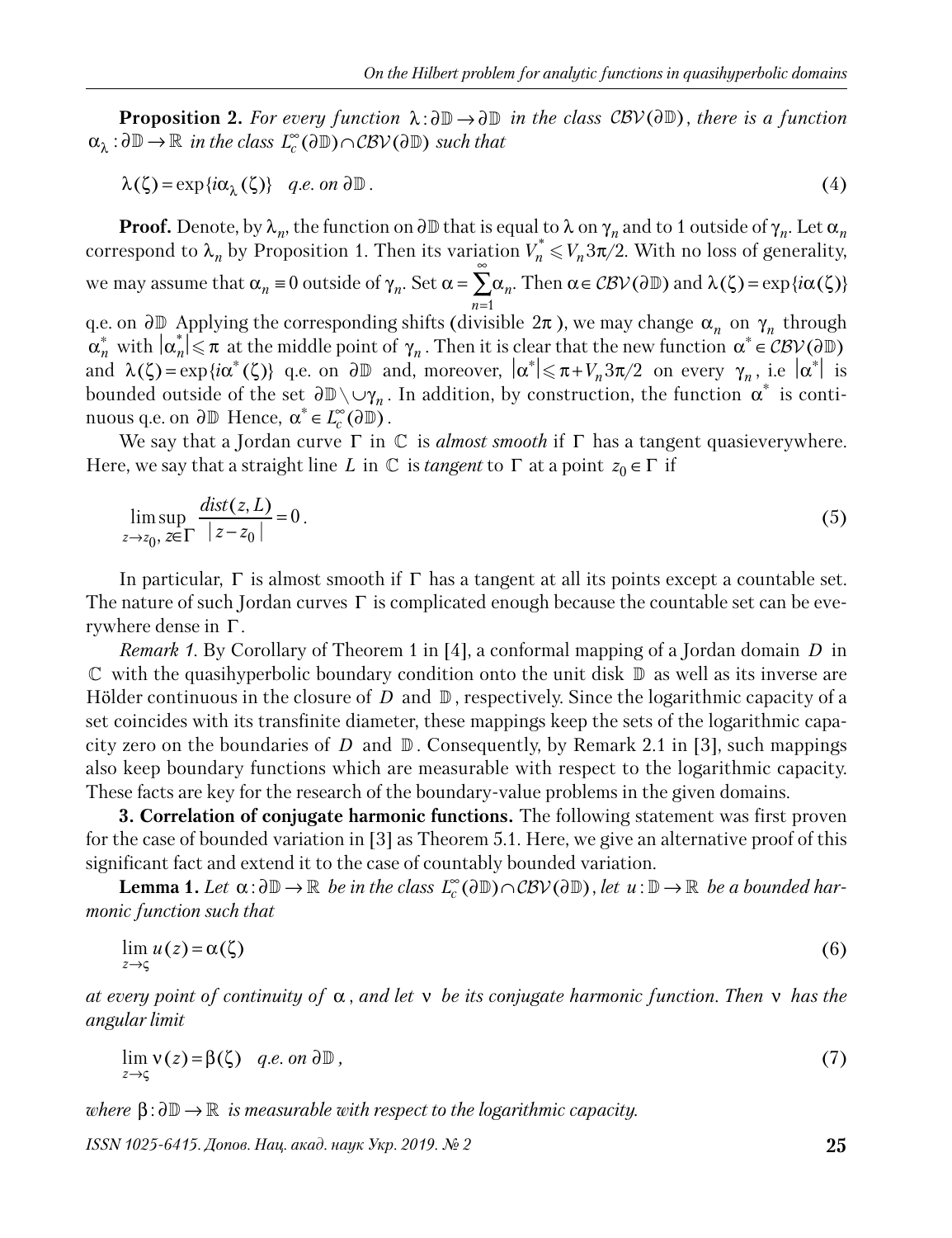**Proposition 2.** *For every function* $\lambda : \partial\mathbb{D} \to \partial\mathbb{D}$ *in the class* $\mathcal{CBV}(\partial\mathbb{D})$, *there is a function* $\alpha_\lambda : \partial\mathbb{D} \to \mathbb{R}$ *in the class* $L_c^\infty(\partial\mathbb{D}) \cap \mathcal{CBV}(\partial\mathbb{D})$ *such that*

$$\lambda(\zeta) = \exp\{i\alpha_\lambda(\zeta)\} \quad \textit{q.e. on } \partial\mathbb{D}. \tag{4}$$

**Proof.** Denote, by $\lambda_n$, the function on $\partial\mathbb{D}$ that is equal to $\lambda$ on $\gamma_n$ and to 1 outside of $\gamma_n$. Let $\alpha_n$ correspond to $\lambda_n$ by Proposition 1. Then its variation $V_n^* \leqslant V_n 3\pi/2$. With no loss of generality, we may assume that $\alpha_n \equiv 0$ outside of $\gamma_n$. Set $\alpha = \sum_{n=1}^{\infty} \alpha_n$. Then $\alpha \in \mathcal{CBV}(\partial\mathbb{D})$ and $\lambda(\zeta) = \exp\{i\alpha(\zeta)\}$ q.e. on $\partial\mathbb{D}$ Applying the corresponding shifts (divisible $2\pi$), we may change $\alpha_n$ on $\gamma_n$ through $\alpha_n^*$ with $|\alpha_n^*| \leqslant \pi$ at the middle point of $\gamma_n$. Then it is clear that the new function $\alpha^* \in \mathcal{CBV}(\partial\mathbb{D})$ and $\lambda(\zeta) = \exp\{i\alpha^*(\zeta)\}$ q.e. on $\partial\mathbb{D}$ and, moreover, $|\alpha^*| \leqslant \pi + V_n 3\pi/2$ on every $\gamma_n$, i.e $|\alpha^*|$ is bounded outside of the set $\partial\mathbb{D} \setminus \cup\gamma_n$. In addition, by construction, the function $\alpha^*$ is continuous q.e. on $\partial\mathbb{D}$ Hence, $\alpha^* \in L_c^\infty(\partial\mathbb{D})$.

We say that a Jordan curve $\Gamma$ in $\mathbb{C}$ is *almost smooth* if $\Gamma$ has a tangent quasieverywhere. Here, we say that a straight line $L$ in $\mathbb{C}$ is *tangent* to $\Gamma$ at a point $z_0 \in \Gamma$ if

$$\limsup_{z \to z_0,\, z \in \Gamma} \frac{dist(z, L)}{|z - z_0|} = 0. \tag{5}$$

In particular, $\Gamma$ is almost smooth if $\Gamma$ has a tangent at all its points except a countable set. The nature of such Jordan curves $\Gamma$ is complicated enough because the countable set can be everywhere dense in $\Gamma$.

*Remark 1.* By Corollary of Theorem 1 in [4], a conformal mapping of a Jordan domain $D$ in $\mathbb{C}$ with the quasihyperbolic boundary condition onto the unit disk $\mathbb{D}$ as well as its inverse are Hölder continuous in the closure of $D$ and $\mathbb{D}$, respectively. Since the logarithmic capacity of a set coincides with its transfinite diameter, these mappings keep the sets of the logarithmic capacity zero on the boundaries of $D$ and $\mathbb{D}$. Consequently, by Remark 2.1 in [3], such mappings also keep boundary functions which are measurable with respect to the logarithmic capacity. These facts are key for the research of the boundary-value problems in the given domains.

**3. Correlation of conjugate harmonic functions.** The following statement was first proven for the case of bounded variation in [3] as Theorem 5.1. Here, we give an alternative proof of this significant fact and extend it to the case of countably bounded variation.

**Lemma 1.** *Let* $\alpha : \partial\mathbb{D} \to \mathbb{R}$ *be in the class* $L_c^\infty(\partial\mathbb{D}) \cap \mathcal{CBV}(\partial\mathbb{D})$, *let* $u : \mathbb{D} \to \mathbb{R}$ *be a bounded harmonic function such that*

$$\lim_{z \to \varsigma} u(z) = \alpha(\zeta) \tag{6}$$

*at every point of continuity of* $\alpha$, *and let* $\nu$ *be its conjugate harmonic function. Then* $\nu$ *has the angular limit*

$$\lim_{z \to \varsigma} \nu(z) = \beta(\zeta) \quad \textit{q.e. on } \partial\mathbb{D}, \tag{7}$$

*where* $\beta : \partial\mathbb{D} \to \mathbb{R}$ *is measurable with respect to the logarithmic capacity.*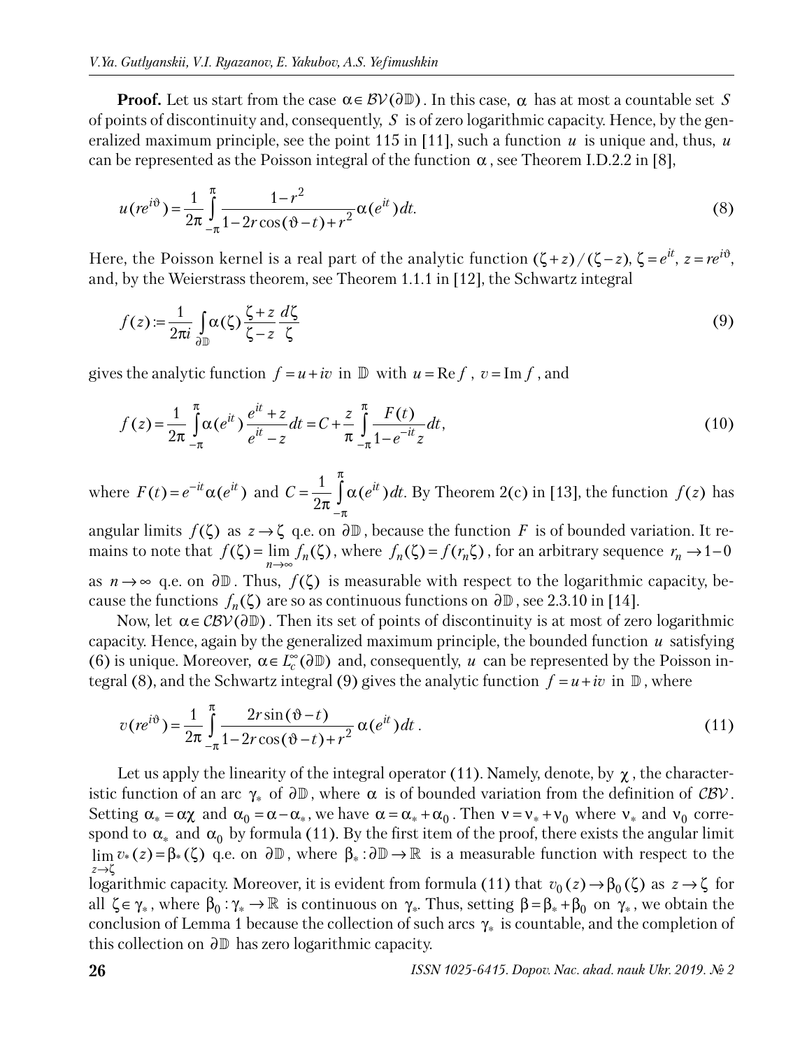**Proof.** Let us start from the case $\alpha \in \mathcal{BV}(\partial\mathbb{D})$. In this case, $\alpha$ has at most a countable set $S$ of points of discontinuity and, consequently, $S$ is of zero logarithmic capacity. Hence, by the generalized maximum principle, see the point 115 in [11], such a function $u$ is unique and, thus, $u$ can be represented as the Poisson integral of the function $\alpha$, see Theorem I.D.2.2 in [8],

$$u(re^{i\vartheta}) = \frac{1}{2\pi}\int_{-\pi}^{\pi} \frac{1-r^2}{1-2r\cos(\vartheta - t)+r^2}\alpha(e^{it})\,dt. \tag{8}$$

Here, the Poisson kernel is a real part of the analytic function $(\zeta+z)/(\zeta-z)$, $\zeta = e^{it}$, $z = re^{i\vartheta}$, and, by the Weierstrass theorem, see Theorem 1.1.1 in [12], the Schwartz integral

$$f(z) := \frac{1}{2\pi i}\int_{\partial\mathbb{D}} \alpha(\zeta)\frac{\zeta+z}{\zeta-z}\frac{d\zeta}{\zeta} \tag{9}$$

gives the analytic function $f = u + iv$ in $\mathbb{D}$ with $u = \operatorname{Re} f$, $v = \operatorname{Im} f$, and

$$f(z) = \frac{1}{2\pi}\int_{-\pi}^{\pi}\alpha(e^{it})\frac{e^{it}+z}{e^{it}-z}\,dt = C + \frac{z}{\pi}\int_{-\pi}^{\pi}\frac{F(t)}{1-e^{-it}z}\,dt, \tag{10}$$

where $F(t) = e^{-it}\alpha(e^{it})$ and $C = \frac{1}{2\pi}\int_{-\pi}^{\pi}\alpha(e^{it})\,dt$. By Theorem 2(c) in [13], the function $f(z)$ has angular limits $f(\zeta)$ as $z \to \zeta$ q.e. on $\partial\mathbb{D}$, because the function $F$ is of bounded variation. It remains to note that $f(\zeta) = \lim_{n\to\infty} f_n(\zeta)$, where $f_n(\zeta) = f(r_n\zeta)$, for an arbitrary sequence $r_n \to 1-0$ as $n \to \infty$ q.e. on $\partial\mathbb{D}$. Thus, $f(\zeta)$ is measurable with respect to the logarithmic capacity, because the functions $f_n(\zeta)$ are so as continuous functions on $\partial\mathbb{D}$, see 2.3.10 in [14].

Now, let $\alpha \in \mathcal{CBV}(\partial\mathbb{D})$. Then its set of points of discontinuity is at most of zero logarithmic capacity. Hence, again by the generalized maximum principle, the bounded function $u$ satisfying (6) is unique. Moreover, $\alpha \in L_c^{\infty}(\partial\mathbb{D})$ and, consequently, $u$ can be represented by the Poisson integral (8), and the Schwartz integral (9) gives the analytic function $f = u + iv$ in $\mathbb{D}$, where

$$v(re^{i\vartheta}) = \frac{1}{2\pi}\int_{-\pi}^{\pi}\frac{2r\sin(\vartheta - t)}{1-2r\cos(\vartheta-t)+r^2}\,\alpha(e^{it})\,dt. \tag{11}$$

Let us apply the linearity of the integral operator (11). Namely, denote, by $\chi$, the characteristic function of an arc $\gamma_*$ of $\partial\mathbb{D}$, where $\alpha$ is of bounded variation from the definition of $\mathcal{CBV}$. Setting $\alpha_* = \alpha\chi$ and $\alpha_0 = \alpha - \alpha_*$, we have $\alpha = \alpha_* + \alpha_0$. Then $v = v_* + v_0$ where $v_*$ and $v_0$ correspond to $\alpha_*$ and $\alpha_0$ by formula (11). By the first item of the proof, there exists the angular limit $\lim_{z\to\zeta} v_*(z) = \beta_*(\zeta)$ q.e. on $\partial\mathbb{D}$, where $\beta_* : \partial\mathbb{D} \to \mathbb{R}$ is a measurable function with respect to the logarithmic capacity. Moreover, it is evident from formula (11) that $v_0(z) \to \beta_0(\zeta)$ as $z \to \zeta$ for all $\zeta \in \gamma_*$, where $\beta_0 : \gamma_* \to \mathbb{R}$ is continuous on $\gamma_*$. Thus, setting $\beta = \beta_* + \beta_0$ on $\gamma_*$, we obtain the conclusion of Lemma 1 because the collection of such arcs $\gamma_*$ is countable, and the completion of this collection on $\partial\mathbb{D}$ has zero logarithmic capacity.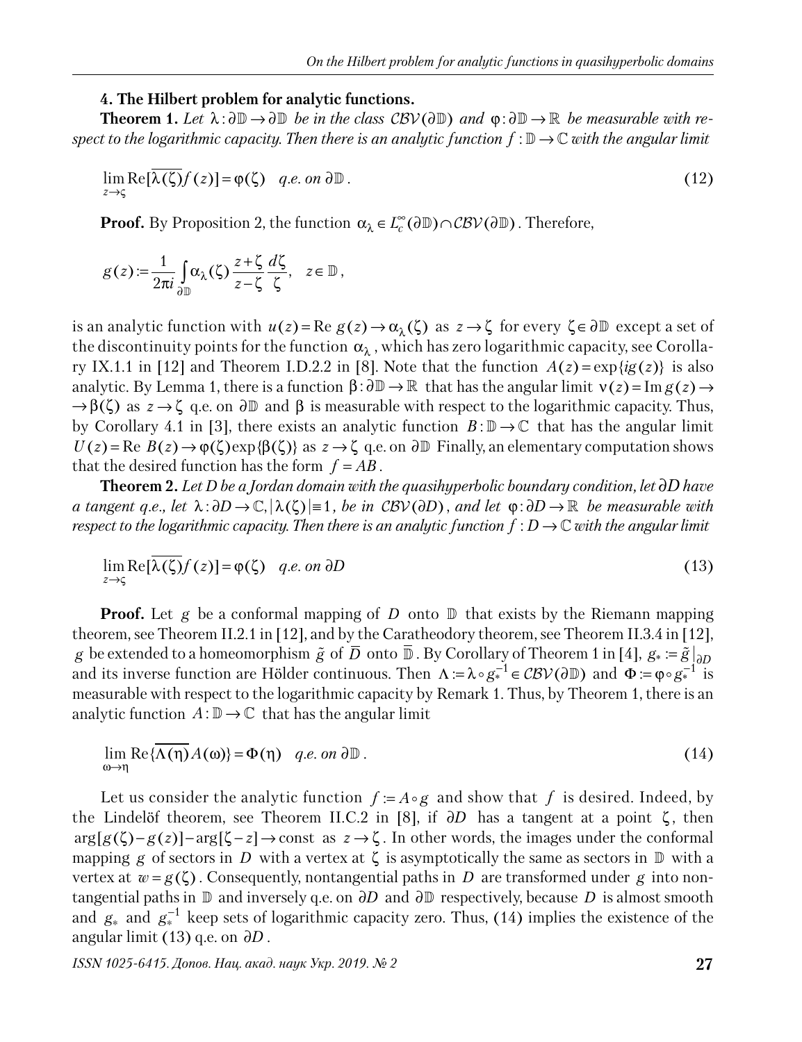**4. The Hilbert problem for analytic functions.**

**Theorem 1.** *Let $\lambda : \partial\mathbb{D} \to \partial\mathbb{D}$ be in the class $\mathcal{CBV}(\partial\mathbb{D})$ and $\varphi : \partial\mathbb{D} \to \mathbb{R}$ be measurable with respect to the logarithmic capacity. Then there is an analytic function $f : \mathbb{D} \to \mathbb{C}$ with the angular limit*

$$\lim_{z\to\zeta} \mathrm{Re}[\overline{\lambda(\zeta)} f(z)] = \varphi(\zeta) \quad \textit{q.e. on } \partial\mathbb{D}. \tag{12}$$

**Proof.** By Proposition 2, the function $\alpha_\lambda \in L_c^\infty(\partial\mathbb{D}) \cap \mathcal{CBV}(\partial\mathbb{D})$. Therefore,

$$g(z) := \frac{1}{2\pi i} \int_{\partial\mathbb{D}} \alpha_\lambda(\zeta) \frac{z+\zeta}{z-\zeta} \frac{d\zeta}{\zeta}, \quad z \in \mathbb{D},$$

is an analytic function with $u(z) = \mathrm{Re}\, g(z) \to \alpha_\lambda(\zeta)$ as $z \to \zeta$ for every $\zeta \in \partial\mathbb{D}$ except a set of the discontinuity points for the function $\alpha_\lambda$, which has zero logarithmic capacity, see Corollary IX.1.1 in [12] and Theorem I.D.2.2 in [8]. Note that the function $A(z) = \exp\{ig(z)\}$ is also analytic. By Lemma 1, there is a function $\beta : \partial\mathbb{D} \to \mathbb{R}$ that has the angular limit $v(z) = \mathrm{Im}\, g(z) \to \to \beta(\zeta)$ as $z \to \zeta$ q.e. on $\partial\mathbb{D}$ and $\beta$ is measurable with respect to the logarithmic capacity. Thus, by Corollary 4.1 in [3], there exists an analytic function $B : \mathbb{D} \to \mathbb{C}$ that has the angular limit $U(z) = \mathrm{Re}\, B(z) \to \varphi(\zeta)\exp\{\beta(\zeta)\}$ as $z \to \zeta$ q.e. on $\partial\mathbb{D}$ Finally, an elementary computation shows that the desired function has the form $f = AB$.

**Theorem 2.** *Let $D$ be a Jordan domain with the quasihyperbolic boundary condition, let $\partial D$ have a tangent q.e., let $\lambda : \partial D \to \mathbb{C}, |\lambda(\zeta)| \equiv 1$, be in $\mathcal{CBV}(\partial D)$, and let $\varphi : \partial D \to \mathbb{R}$ be measurable with respect to the logarithmic capacity. Then there is an analytic function $f : D \to \mathbb{C}$ with the angular limit*

$$\lim_{z\to\zeta} \mathrm{Re}[\overline{\lambda(\zeta)} f(z)] = \varphi(\zeta) \quad \textit{q.e. on } \partial D \tag{13}$$

**Proof.** Let $g$ be a conformal mapping of $D$ onto $\mathbb{D}$ that exists by the Riemann mapping theorem, see Theorem II.2.1 in [12], and by the Caratheodory theorem, see Theorem II.3.4 in [12], $g$ be extended to a homeomorphism $\tilde{g}$ of $\overline{D}$ onto $\overline{\mathbb{D}}$. By Corollary of Theorem 1 in [4], $g_* := \tilde{g}|_{\partial D}$ and its inverse function are Hölder continuous. Then $\Lambda := \lambda \circ g_*^{-1} \in \mathcal{CBV}(\partial\mathbb{D})$ and $\Phi := \varphi \circ g_*^{-1}$ is measurable with respect to the logarithmic capacity by Remark 1. Thus, by Theorem 1, there is an analytic function $A : \mathbb{D} \to \mathbb{C}$ that has the angular limit

$$\lim_{\omega\to\eta} \mathrm{Re}\{\overline{\Lambda(\eta)} A(\omega)\} = \Phi(\eta) \quad \textit{q.e. on } \partial\mathbb{D}. \tag{14}$$

Let us consider the analytic function $f := A \circ g$ and show that $f$ is desired. Indeed, by the Lindelöf theorem, see Theorem II.C.2 in [8], if $\partial D$ has a tangent at a point $\zeta$, then $\arg[g(\zeta) - g(z)] - \arg[\zeta - z] \to \mathrm{const}$ as $z \to \zeta$. In other words, the images under the conformal mapping $g$ of sectors in $D$ with a vertex at $\zeta$ is asymptotically the same as sectors in $\mathbb{D}$ with a vertex at $w = g(\zeta)$. Consequently, nontangential paths in $D$ are transformed under $g$ into nontangential paths in $\mathbb{D}$ and inversely q.e. on $\partial D$ and $\partial\mathbb{D}$ respectively, because $D$ is almost smooth and $g_*$ and $g_*^{-1}$ keep sets of logarithmic capacity zero. Thus, (14) implies the existence of the angular limit (13) q.e. on $\partial D$.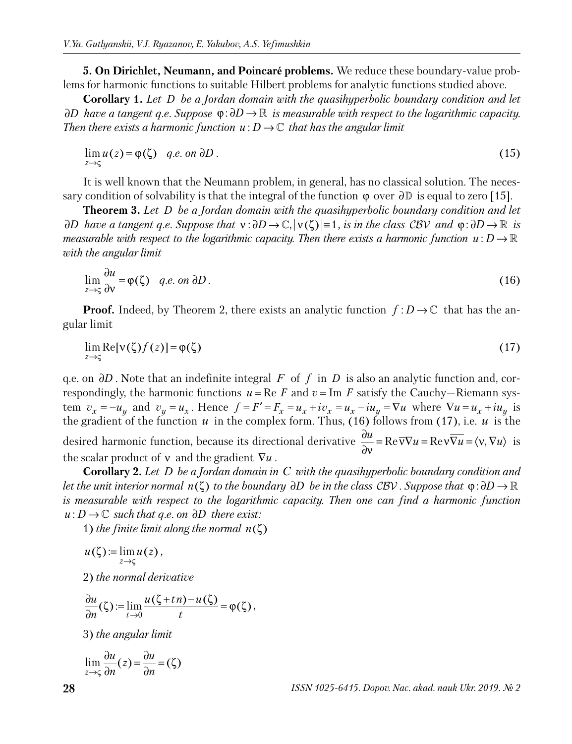**5. On Dirichlet, Neumann, and Poincaré problems.** We reduce these boundary-value problems for harmonic functions to suitable Hilbert problems for analytic functions studied above.

**Corollary 1.** *Let $D$ be a Jordan domain with the quasihyperbolic boundary condition and let $\partial D$ have a tangent q.e. Suppose $\varphi:\partial D\to\mathbb{R}$ is measurable with respect to the logarithmic capacity. Then there exists a harmonic function $u: D\to\mathbb{C}$ that has the angular limit*

$$\lim_{z\to\varsigma} u(z)=\varphi(\zeta) \quad q.e.\ on\ \partial D\,. \tag{15}$$

It is well known that the Neumann problem, in general, has no classical solution. The necessary condition of solvability is that the integral of the function $\varphi$ over $\partial\mathbb{D}$ is equal to zero [15].

**Theorem 3.** *Let $D$ be a Jordan domain with the quasihyperbolic boundary condition and let $\partial D$ have a tangent q.e. Suppose that $\nu:\partial D\to\mathbb{C}, |\nu(\zeta)|\equiv 1$, is in the class $\mathcal{CBV}$ and $\varphi:\partial D\to\mathbb{R}$ is measurable with respect to the logarithmic capacity. Then there exists a harmonic function $u: D\to\mathbb{R}$ with the angular limit*

$$\lim_{z\to\varsigma} \frac{\partial u}{\partial \nu}=\varphi(\zeta) \quad q.e.\ on\ \partial D\,. \tag{16}$$

**Proof.** Indeed, by Theorem 2, there exists an analytic function $f: D\to\mathbb{C}$ that has the angular limit

$$\lim_{z\to\varsigma} \operatorname{Re}[\nu(\zeta)f(z)]=\varphi(\zeta) \tag{17}$$

q.e. on $\partial D$. Note that an indefinite integral $F$ of $f$ in $D$ is also an analytic function and, correspondingly, the harmonic functions $u=\operatorname{Re} F$ and $v=\operatorname{Im} F$ satisfy the Cauchy—Riemann system $v_x=-u_y$ and $v_y=u_x$. Hence $f=F'=F_x=u_x+iv_x=u_x-iu_y=\overline{\nabla u}$ where $\nabla u=u_x+iu_y$ is the gradient of the function $u$ in the complex form. Thus, (16) follows from (17), i.e. $u$ is the desired harmonic function, because its directional derivative $\frac{\partial u}{\partial \nu}=\operatorname{Re}\bar{\nu}\nabla u=\operatorname{Re}\nu\overline{\nabla u}=\langle \nu,\nabla u\rangle$ is the scalar product of $\nu$ and the gradient $\nabla u$.

**Corollary 2.** *Let $D$ be a Jordan domain in $C$ with the quasihyperbolic boundary condition and let the unit interior normal $n(\zeta)$ to the boundary $\partial D$ be in the class $\mathcal{CBV}$. Suppose that $\varphi:\partial D\to\mathbb{R}$ is measurable with respect to the logarithmic capacity. Then one can find a harmonic function $u: D\to\mathbb{C}$ such that q.e. on $\partial D$ there exist:*

1) *the finite limit along the normal $n(\zeta)$*

$$u(\zeta):=\lim_{z\to\varsigma} u(z)\,,$$

2) *the normal derivative*

$$\frac{\partial u}{\partial n}(\zeta):=\lim_{t\to 0}\frac{u(\zeta+tn)-u(\zeta)}{t}=\varphi(\zeta)\,,$$

3) *the angular limit*

$$\lim_{z\to\varsigma}\frac{\partial u}{\partial n}(z)=\frac{\partial u}{\partial n}=(\zeta)$$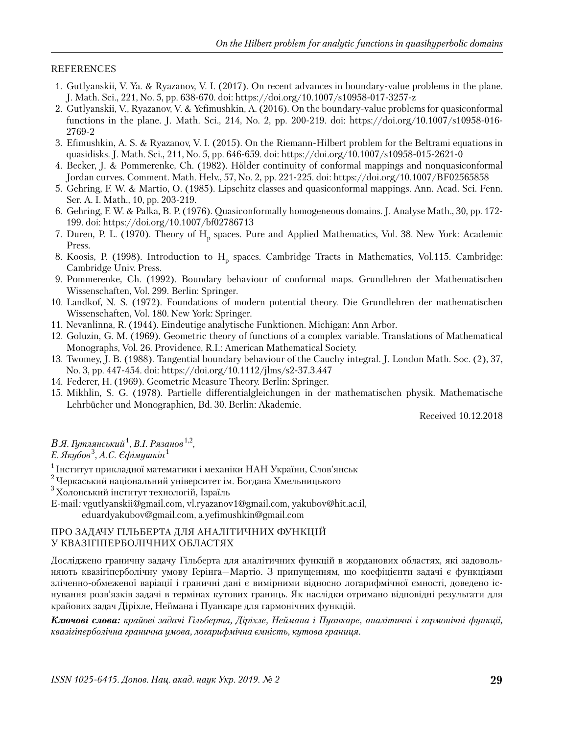REFERENCES

1. Gutlyanskii, V. Ya. & Ryazanov, V. I. (2017). On recent advances in boundary-value problems in the plane. J. Math. Sci., 221, No. 5, pp. 638-670. doi: https://doi.org/10.1007/s10958-017-3257-z
2. Gutlyanskii, V., Ryazanov, V. & Yefimushkin, A. (2016). On the boundary-value problems for quasiconformal functions in the plane. J. Math. Sci., 214, No. 2, pp. 200-219. doi: https://doi.org/10.1007/s10958-016-2769-2
3. Efimushkin, A. S. & Ryazanov, V. I. (2015). On the Riemann-Hilbert problem for the Beltrami equations in quasidisks. J. Math. Sci., 211, No. 5, pp. 646-659. doi: https://doi.org/10.1007/s10958-015-2621-0
4. Becker, J. & Pommerenke, Ch. (1982). Hölder continuity of conformal mappings and nonquasiconformal Jordan curves. Comment. Math. Helv., 57, No. 2, pp. 221-225. doi: https://doi.org/10.1007/BF02565858
5. Gehring, F. W. & Martio, O. (1985). Lipschitz classes and quasiconformal mappings. Ann. Acad. Sci. Fenn. Ser. A. I. Math., 10, pp. 203-219.
6. Gehring, F. W. & Palka, B. P. (1976). Quasiconformally homogeneous domains. J. Analyse Math., 30, pp. 172-199. doi: https://doi.org/10.1007/bf02786713
7. Duren, P. L. (1970). Theory of $H_p$ spaces. Pure and Applied Mathematics, Vol. 38. New York: Academic Press.
8. Koosis, P. (1998). Introduction to $H_p$ spaces. Cambridge Tracts in Mathematics, Vol.115. Cambridge: Cambridge Univ. Press.
9. Pommerenke, Ch. (1992). Boundary behaviour of conformal maps. Grundlehren der Mathematischen Wissenschaften, Vol. 299. Berlin: Springer.
10. Landkof, N. S. (1972). Foundations of modern potential theory. Die Grundlehren der mathematischen Wissenschaften, Vol. 180. New York: Springer.
11. Nevanlinna, R. (1944). Eindeutige analytische Funktionen. Michigan: Ann Arbor.
12. Goluzin, G. M. (1969). Geometric theory of functions of a complex variable. Translations of Mathematical Monographs, Vol. 26. Providence, R.I.: American Mathematical Society.
13. Twomey, J. B. (1988). Tangential boundary behaviour of the Cauchy integral. J. London Math. Soc. (2), 37, No. 3, pp. 447-454. doi: https://doi.org/10.1112/jlms/s2-37.3.447
14. Federer, H. (1969). Geometric Measure Theory. Berlin: Springer.
15. Mikhlin, S. G. (1978). Partielle differentialgleichungen in der mathematischen physik. Mathematische Lehrbücher und Monographien, Bd. 30. Berlin: Akademie.

Received 10.12.2018

*В.Я. Гутлянський*[1], *В.І. Рязанов*[1,2],
*Е. Якубов*[3], *А.С. Єфімушкін*[1]

[1] Інститут прикладної математики і механіки НАН України, Слов'янськ
[2] Черкаський національний університет ім. Богдана Хмельницького
[3] Холонський інститут технологій, Ізраїль

E-mail: vgutlyanskii@gmail.com, vl.ryazanov1@gmail.com, yakubov@hit.ac.il,
eduardyakubov@gmail.com, a.yefimushkin@gmail.com

## ПРО ЗАДАЧУ ГІЛЬБЕРТА ДЛЯ АНАЛІТИЧНИХ ФУНКЦІЙ У КВАЗІГІПЕРБОЛІЧНИХ ОБЛАСТЯХ

Досліджено граничну задачу Гільберта для аналітичних функцій в жорданових областях, які задовольняють квазігіперболічну умову Герінга—Мартіо. З припущенням, що коефіцієнти задачі є функціями зліченно-обмеженої варіації і граничні дані є вимірними відносно логарифмічної ємності, доведено існування розв'язків задачі в термінах кутових границь. Як наслідки отримано відповідні результати для крайових задач Діріхле, Неймана і Пуанкаре для гармонічних функцій.

***Ключові слова:*** *крайові задачі Гільберта, Діріхле, Неймана і Пуанкаре, аналітичні і гармонічні функції, квазігіперболічна гранична умова, логарифмічна ємність, кутова границя.*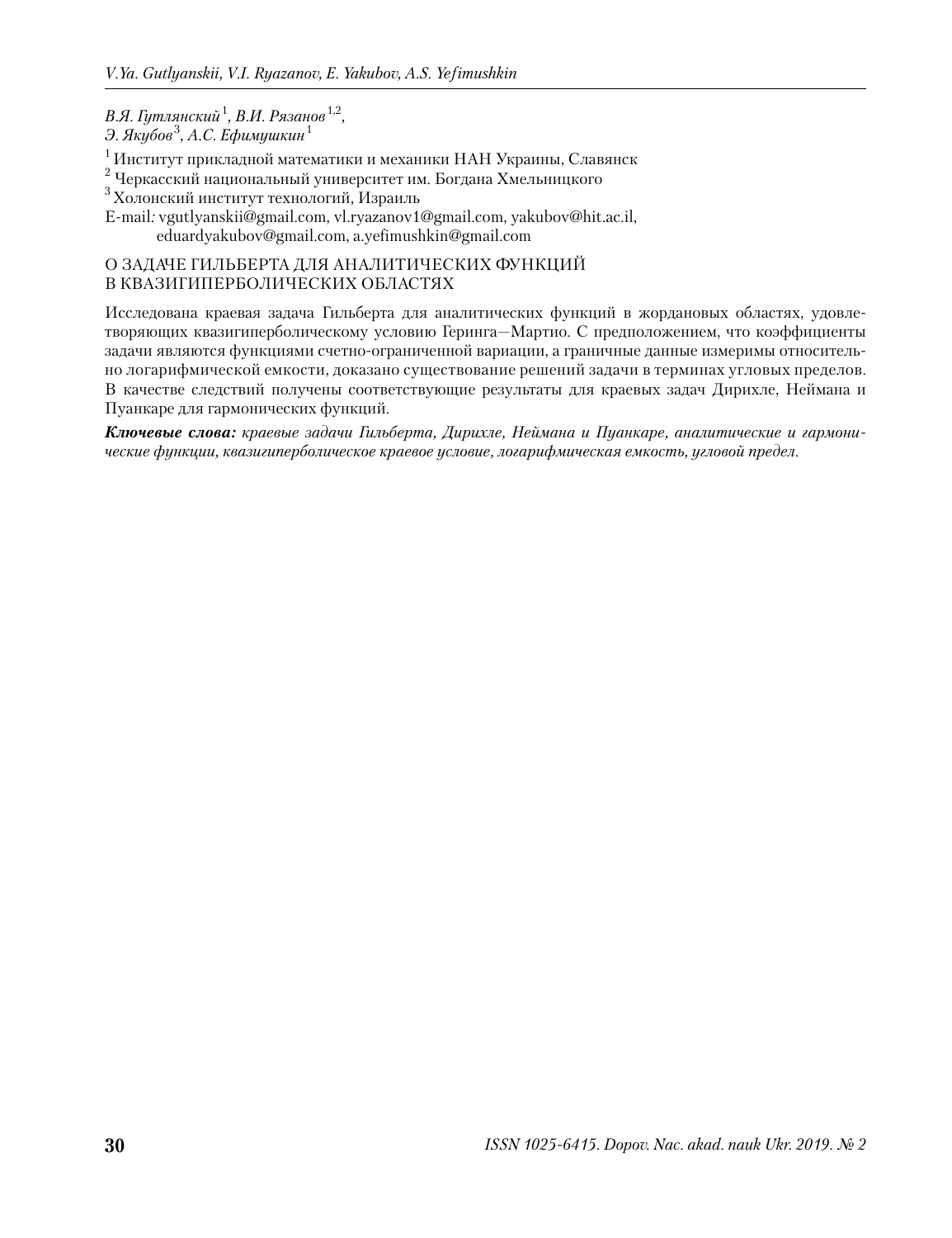*В.Я. Гутлянский*[1]*, В.И. Рязанов*[1,2]*,*
*Э. Якубов*[3]*, А.С. Ефимушкин*[1]

[1] Институт прикладной математики и механики НАН Украины, Славянск
[2] Черкасский национальный университет им. Богдана Хмельницкого
[3] Холонский институт технологий, Израиль

E-mail: vgutlyanskii@gmail.com, vl.ryazanov1@gmail.com, yakubov@hit.ac.il,
eduardyakubov@gmail.com, a.yefimushkin@gmail.com

## О ЗАДАЧЕ ГИЛЬБЕРТА ДЛЯ АНАЛИТИЧЕСКИХ ФУНКЦИЙ В КВАЗИГИПЕРБОЛИЧЕСКИХ ОБЛАСТЯХ

Исследована краевая задача Гильберта для аналитических функций в жордановых областях, удовлетворяющих квазигиперболическому условию Геринга—Мартио. С предположением, что коэффициенты задачи являются функциями счетно-ограниченной вариации, а граничные данные измеримы относительно логарифмической емкости, доказано существование решений задачи в терминах угловых пределов. В качестве следствий получены соответствующие результаты для краевых задач Дирихле, Неймана и Пуанкаре для гармонических функций.

***Ключевые слова:*** *краевые задачи Гильберта, Дирихле, Неймана и Пуанкаре, аналитические и гармонические функции, квазигиперболическое краевое условие, логарифмическая емкость, угловой предел.*